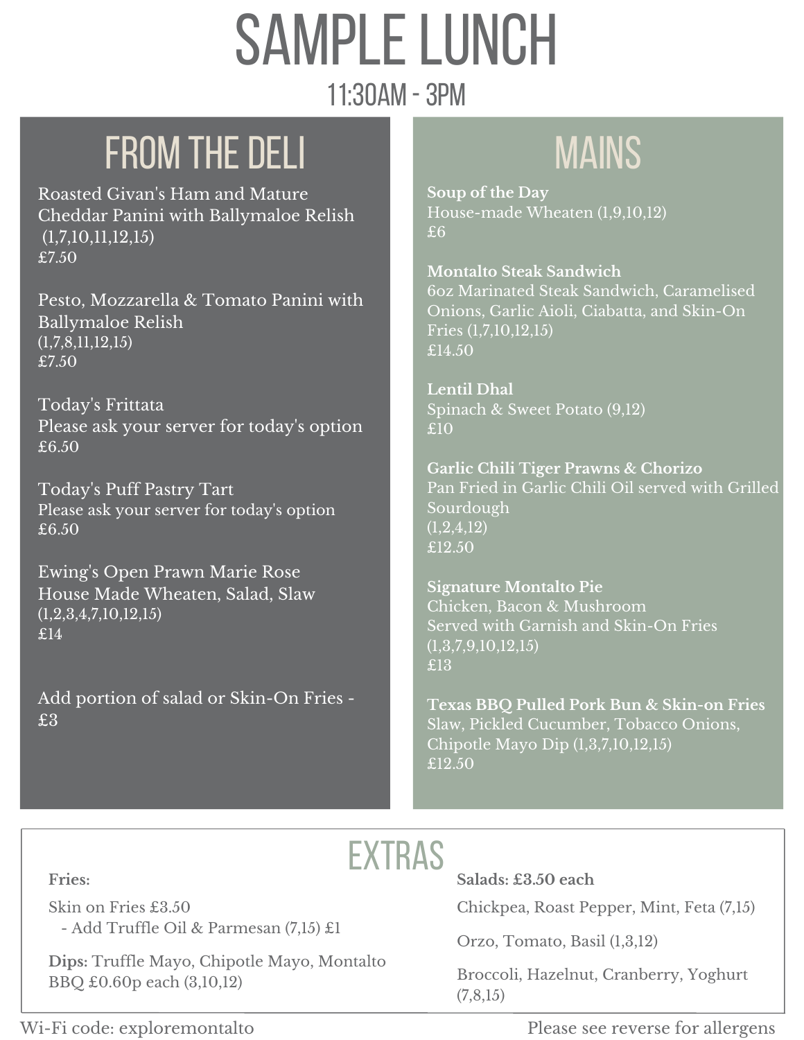# SAMPLE LUNCH

11:30AM - 3PM

## FROM THE DELI

Roasted Givan's Ham and Mature Cheddar Panini with Ballymaloe Relish (1,7,10,11,12,15)
£7.50

Pesto, Mozzarella & Tomato Panini with Ballymaloe Relish
(1,7,8,11,12,15)
£7.50

Today's Frittata
Please ask your server for today's option
£6.50

Today's Puff Pastry Tart
Please ask your server for today's option
£6.50

Ewing's Open Prawn Marie Rose
House Made Wheaten, Salad, Slaw
(1,2,3,4,7,10,12,15)
£14

Add portion of salad or Skin-On Fries - £3

## MAINS

**Soup of the Day**
House-made Wheaten (1,9,10,12)
£6

**Montalto Steak Sandwich**
6oz Marinated Steak Sandwich, Caramelised Onions, Garlic Aioli, Ciabatta, and Skin-On Fries (1,7,10,12,15)
£14.50

**Lentil Dhal**
Spinach & Sweet Potato (9,12)
£10

**Garlic Chili Tiger Prawns & Chorizo**
Pan Fried in Garlic Chili Oil served with Grilled Sourdough
(1,2,4,12)
£12.50

**Signature Montalto Pie**
Chicken, Bacon & Mushroom
Served with Garnish and Skin-On Fries
(1,3,7,9,10,12,15)
£13

**Texas BBQ Pulled Pork Bun & Skin-on Fries**
Slaw, Pickled Cucumber, Tobacco Onions, Chipotle Mayo Dip (1,3,7,10,12,15)
£12.50

## EXTRAS

**Fries:**

Skin on Fries £3.50
- Add Truffle Oil & Parmesan (7,15) £1

**Dips:** Truffle Mayo, Chipotle Mayo, Montalto BBQ £0.60p each (3,10,12)

**Salads: £3.50 each**

Chickpea, Roast Pepper, Mint, Feta (7,15)

Orzo, Tomato, Basil (1,3,12)

Broccoli, Hazelnut, Cranberry, Yoghurt (7,8,15)

Wi-Fi code: exploremontalto

Please see reverse for allergens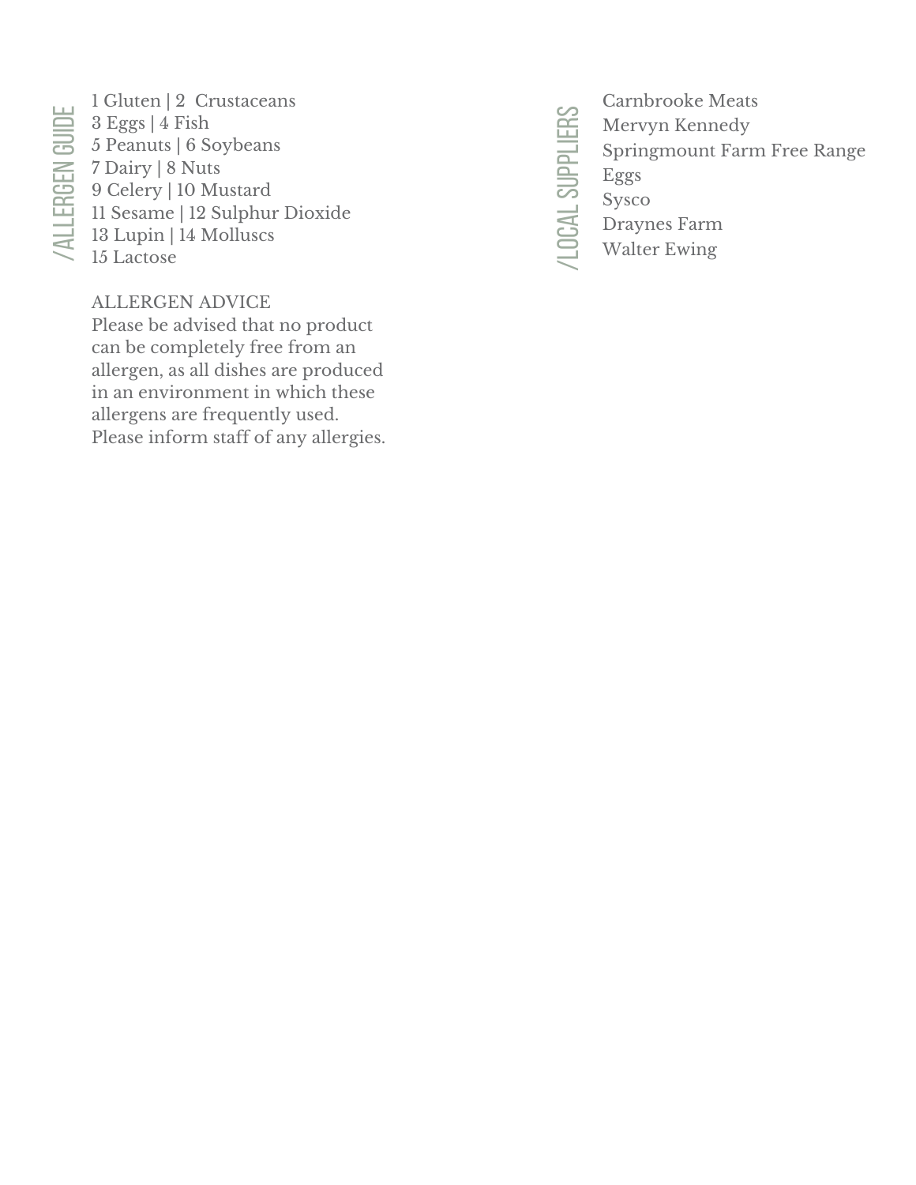## /ALLERGEN GUIDE

1 Gluten | 2 Crustaceans
3 Eggs | 4 Fish
5 Peanuts | 6 Soybeans
7 Dairy | 8 Nuts
9 Celery | 10 Mustard
11 Sesame | 12 Sulphur Dioxide
13 Lupin | 14 Molluscs
15 Lactose

ALLERGEN ADVICE
Please be advised that no product can be completely free from an allergen, as all dishes are produced in an environment in which these allergens are frequently used. Please inform staff of any allergies.

## /LOCAL SUPPLIERS

Carnbrooke Meats
Mervyn Kennedy
Springmount Farm Free Range Eggs
Sysco
Draynes Farm
Walter Ewing